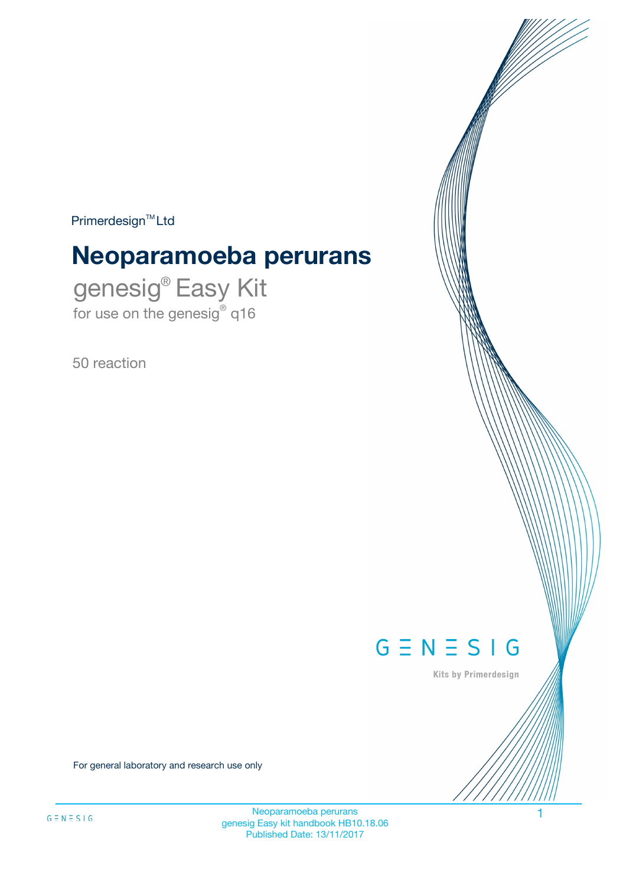Primerdesign™ Ltd

# Neoparamoeba perurans

## genesig® Easy Kit

for use on the genesig® q16

50 reaction

GENESIG

Kits by Primerdesign

For general laboratory and research use only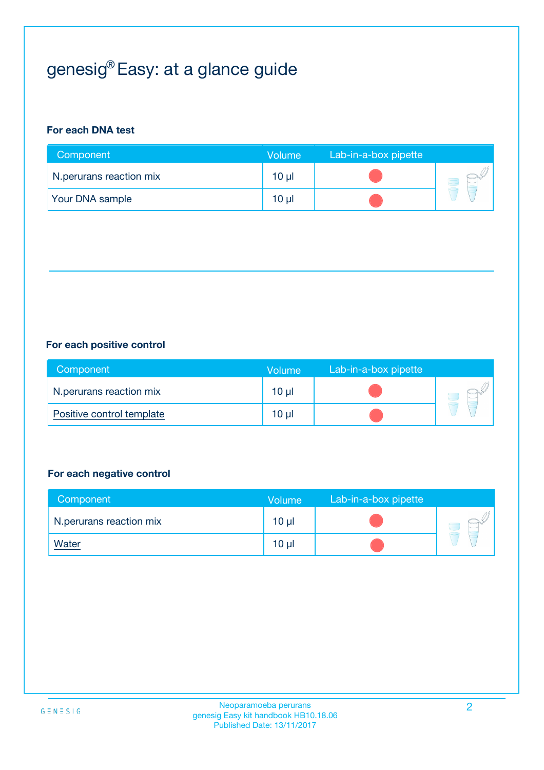# genesig® Easy: at a glance guide

**For each DNA test**

| Component | Volume | Lab-in-a-box pipette |
|---|---|---|
| N.perurans reaction mix | 10 µl | |
| Your DNA sample | 10 µl | |

**For each positive control**

| Component | Volume | Lab-in-a-box pipette |
|---|---|---|
| N.perurans reaction mix | 10 µl | |
| Positive control template | 10 µl | |

**For each negative control**

| Component | Volume | Lab-in-a-box pipette |
|---|---|---|
| N.perurans reaction mix | 10 µl | |
| Water | 10 µl | |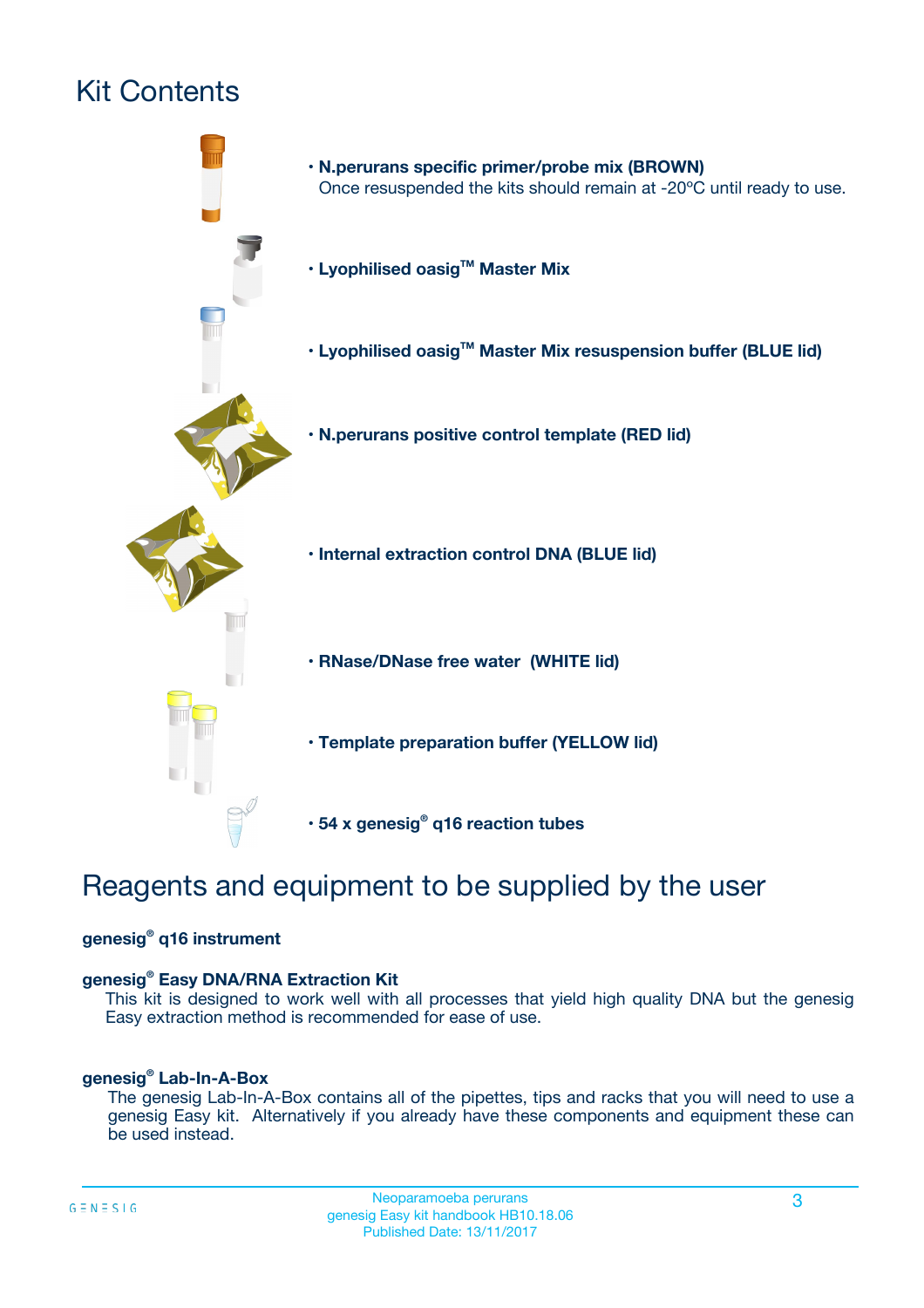# Kit Contents

- **N.perurans specific primer/probe mix (BROWN)**
  Once resuspended the kits should remain at -20ºC until ready to use.
- **Lyophilised oasig™ Master Mix**
- **Lyophilised oasig™ Master Mix resuspension buffer (BLUE lid)**
- **N.perurans positive control template (RED lid)**
- **Internal extraction control DNA (BLUE lid)**
- **RNase/DNase free water (WHITE lid)**
- **Template preparation buffer (YELLOW lid)**
- **54 x genesig® q16 reaction tubes**

# Reagents and equipment to be supplied by the user

**genesig® q16 instrument**

**genesig® Easy DNA/RNA Extraction Kit**

This kit is designed to work well with all processes that yield high quality DNA but the genesig Easy extraction method is recommended for ease of use.

**genesig® Lab-In-A-Box**

The genesig Lab-In-A-Box contains all of the pipettes, tips and racks that you will need to use a genesig Easy kit. Alternatively if you already have these components and equipment these can be used instead.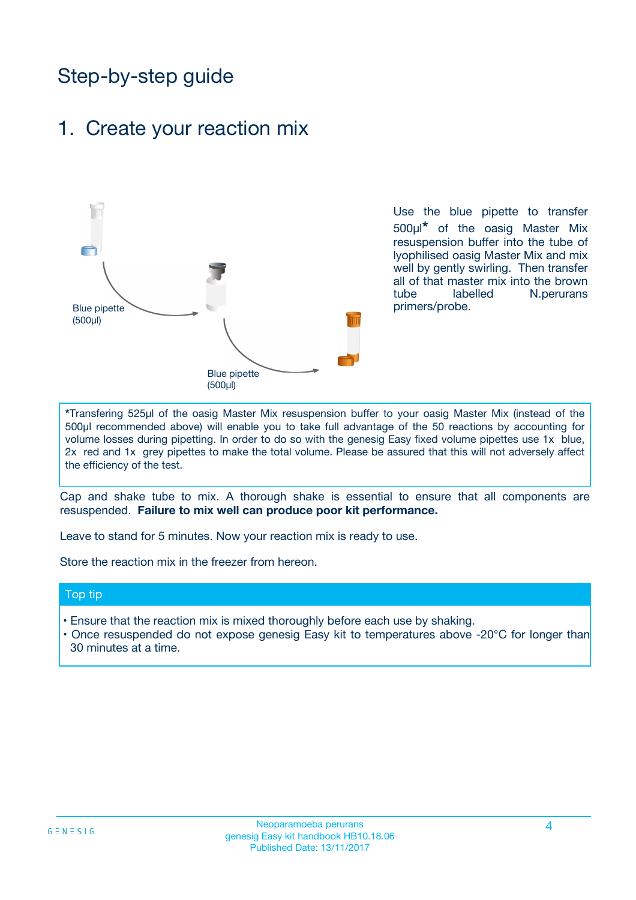# Step-by-step guide

## 1. Create your reaction mix

Blue pipette (500µl)

Blue pipette (500µl)

Use the blue pipette to transfer 500µl* of the oasig Master Mix resuspension buffer into the tube of lyophilised oasig Master Mix and mix well by gently swirling. Then transfer all of that master mix into the brown tube labelled N.perurans primers/probe.

*Transfering 525µl of the oasig Master Mix resuspension buffer to your oasig Master Mix (instead of the 500µl recommended above) will enable you to take full advantage of the 50 reactions by accounting for volume losses during pipetting. In order to do so with the genesig Easy fixed volume pipettes use 1x blue, 2x red and 1x grey pipettes to make the total volume. Please be assured that this will not adversely affect the efficiency of the test.

Cap and shake tube to mix. A thorough shake is essential to ensure that all components are resuspended. **Failure to mix well can produce poor kit performance.**

Leave to stand for 5 minutes. Now your reaction mix is ready to use.

Store the reaction mix in the freezer from hereon.

**Top tip**

- Ensure that the reaction mix is mixed thoroughly before each use by shaking.
- Once resuspended do not expose genesig Easy kit to temperatures above -20°C for longer than 30 minutes at a time.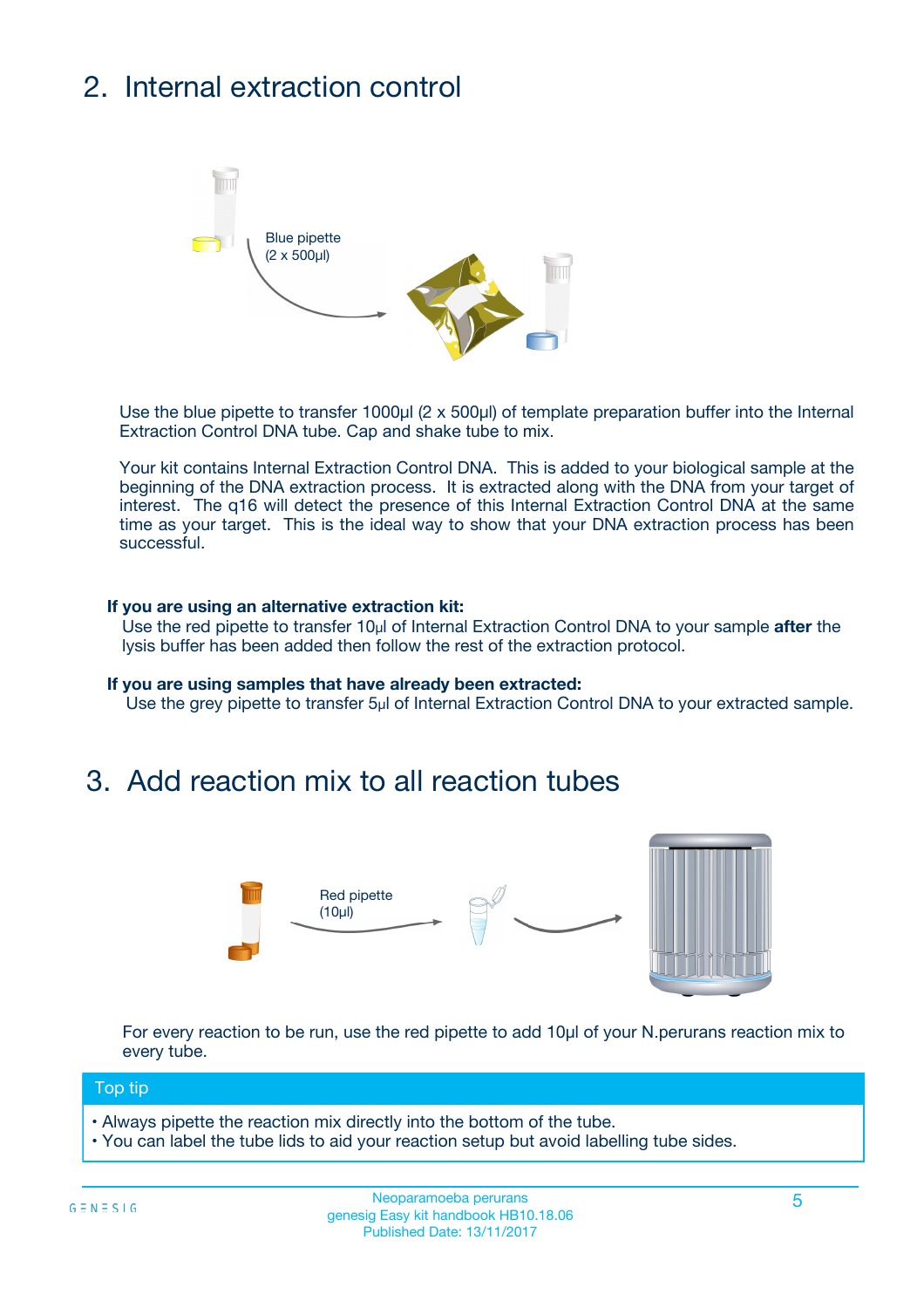## 2. Internal extraction control

Blue pipette (2 x 500µl)

Use the blue pipette to transfer 1000µl (2 x 500µl) of template preparation buffer into the Internal Extraction Control DNA tube. Cap and shake tube to mix.

Your kit contains Internal Extraction Control DNA. This is added to your biological sample at the beginning of the DNA extraction process. It is extracted along with the DNA from your target of interest. The q16 will detect the presence of this Internal Extraction Control DNA at the same time as your target. This is the ideal way to show that your DNA extraction process has been successful.

**If you are using an alternative extraction kit:**
Use the red pipette to transfer 10µl of Internal Extraction Control DNA to your sample **after** the lysis buffer has been added then follow the rest of the extraction protocol.

**If you are using samples that have already been extracted:**
Use the grey pipette to transfer 5µl of Internal Extraction Control DNA to your extracted sample.

## 3. Add reaction mix to all reaction tubes

Red pipette (10µl)

For every reaction to be run, use the red pipette to add 10µl of your N.perurans reaction mix to every tube.

**Top tip**

- Always pipette the reaction mix directly into the bottom of the tube.
- You can label the tube lids to aid your reaction setup but avoid labelling tube sides.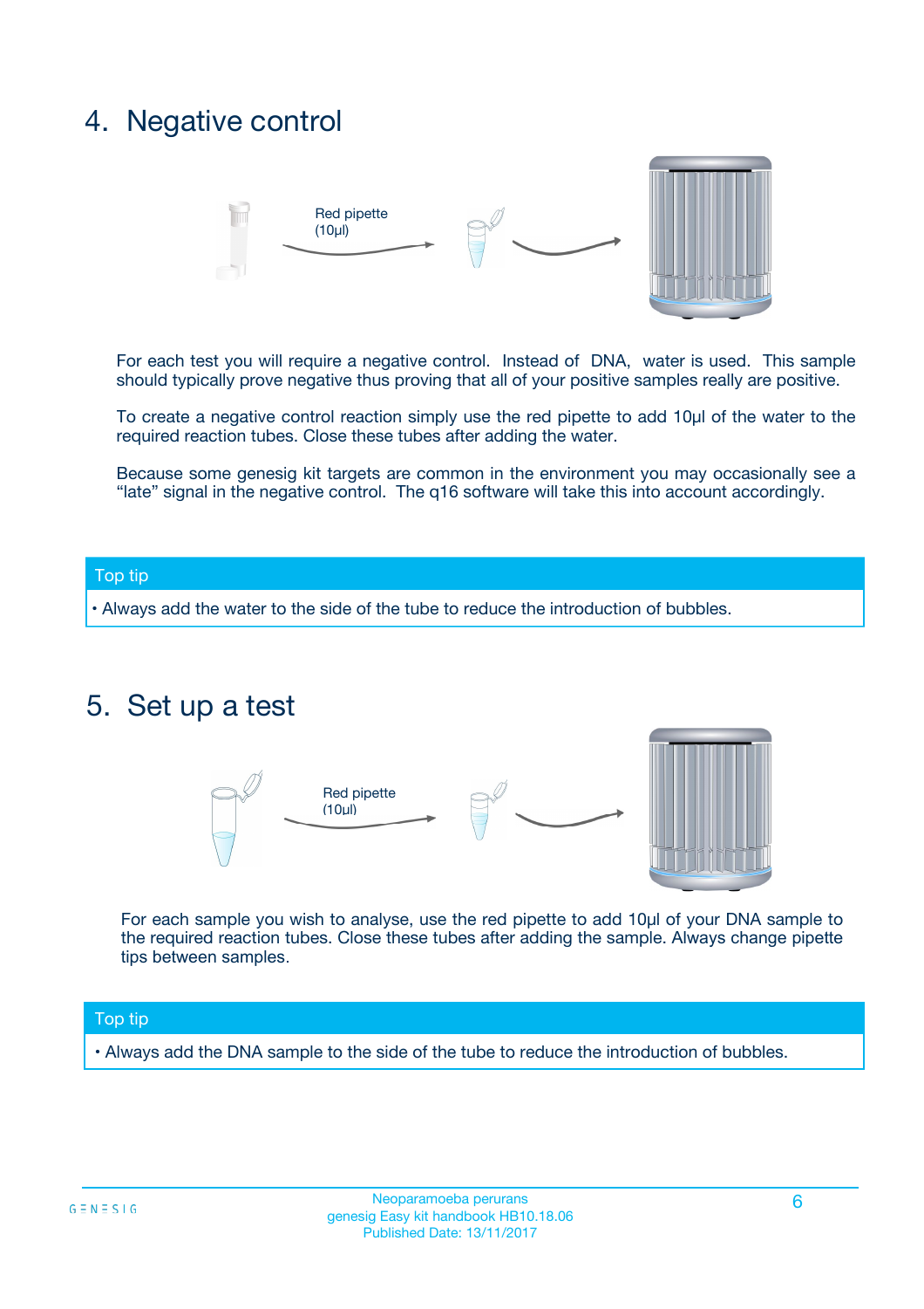# 4. Negative control

Red pipette (10µl)

For each test you will require a negative control. Instead of DNA, water is used. This sample should typically prove negative thus proving that all of your positive samples really are positive.

To create a negative control reaction simply use the red pipette to add 10µl of the water to the required reaction tubes. Close these tubes after adding the water.

Because some genesig kit targets are common in the environment you may occasionally see a "late" signal in the negative control. The q16 software will take this into account accordingly.

**Top tip**

- Always add the water to the side of the tube to reduce the introduction of bubbles.

# 5. Set up a test

Red pipette (10µl)

For each sample you wish to analyse, use the red pipette to add 10µl of your DNA sample to the required reaction tubes. Close these tubes after adding the sample. Always change pipette tips between samples.

**Top tip**

- Always add the DNA sample to the side of the tube to reduce the introduction of bubbles.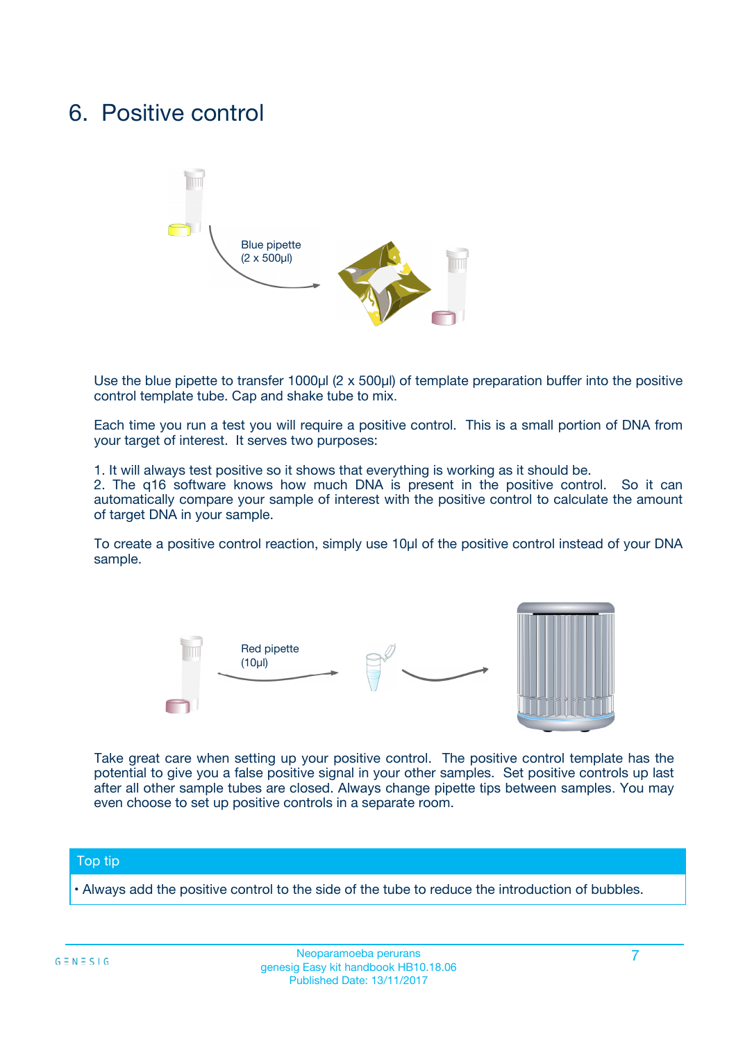# 6. Positive control

Blue pipette (2 x 500µl)

Use the blue pipette to transfer 1000µl (2 x 500µl) of template preparation buffer into the positive control template tube. Cap and shake tube to mix.

Each time you run a test you will require a positive control. This is a small portion of DNA from your target of interest. It serves two purposes:

1. It will always test positive so it shows that everything is working as it should be.
2. The q16 software knows how much DNA is present in the positive control. So it can automatically compare your sample of interest with the positive control to calculate the amount of target DNA in your sample.

To create a positive control reaction, simply use 10µl of the positive control instead of your DNA sample.

Red pipette (10µl)

Take great care when setting up your positive control. The positive control template has the potential to give you a false positive signal in your other samples. Set positive controls up last after all other sample tubes are closed. Always change pipette tips between samples. You may even choose to set up positive controls in a separate room.

## Top tip

- Always add the positive control to the side of the tube to reduce the introduction of bubbles.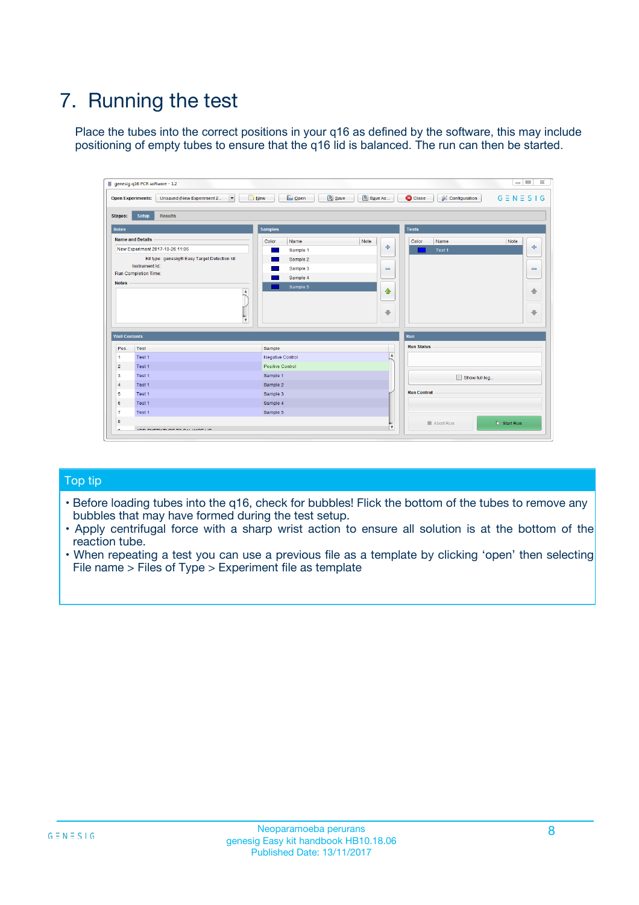# 7. Running the test

Place the tubes into the correct positions in your q16 as defined by the software, this may include positioning of empty tubes to ensure that the q16 lid is balanced. The run can then be started.

## Top tip

- Before loading tubes into the q16, check for bubbles! Flick the bottom of the tubes to remove any bubbles that may have formed during the test setup.
- Apply centrifugal force with a sharp wrist action to ensure all solution is at the bottom of the reaction tube.
- When repeating a test you can use a previous file as a template by clicking 'open' then selecting File name > Files of Type > Experiment file as template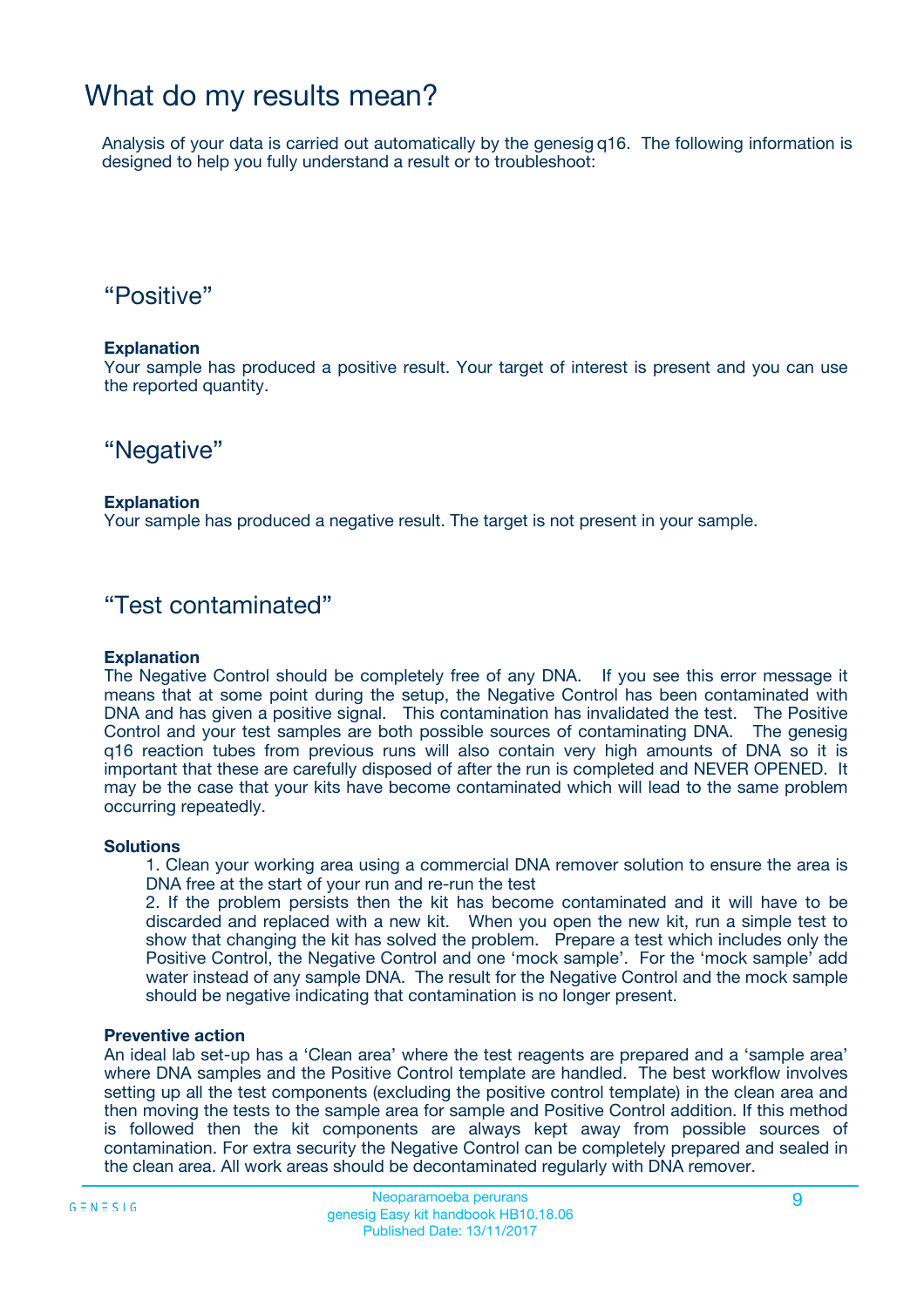# What do my results mean?

Analysis of your data is carried out automatically by the genesig q16. The following information is designed to help you fully understand a result or to troubleshoot:

## “Positive”

**Explanation**
Your sample has produced a positive result. Your target of interest is present and you can use the reported quantity.

## “Negative”

**Explanation**
Your sample has produced a negative result. The target is not present in your sample.

## “Test contaminated”

**Explanation**
The Negative Control should be completely free of any DNA. If you see this error message it means that at some point during the setup, the Negative Control has been contaminated with DNA and has given a positive signal. This contamination has invalidated the test. The Positive Control and your test samples are both possible sources of contaminating DNA. The genesig q16 reaction tubes from previous runs will also contain very high amounts of DNA so it is important that these are carefully disposed of after the run is completed and NEVER OPENED. It may be the case that your kits have become contaminated which will lead to the same problem occurring repeatedly.

**Solutions**

1. Clean your working area using a commercial DNA remover solution to ensure the area is DNA free at the start of your run and re-run the test
2. If the problem persists then the kit has become contaminated and it will have to be discarded and replaced with a new kit. When you open the new kit, run a simple test to show that changing the kit has solved the problem. Prepare a test which includes only the Positive Control, the Negative Control and one ‘mock sample’. For the ‘mock sample’ add water instead of any sample DNA. The result for the Negative Control and the mock sample should be negative indicating that contamination is no longer present.

**Preventive action**
An ideal lab set-up has a ‘Clean area’ where the test reagents are prepared and a ‘sample area’ where DNA samples and the Positive Control template are handled. The best workflow involves setting up all the test components (excluding the positive control template) in the clean area and then moving the tests to the sample area for sample and Positive Control addition. If this method is followed then the kit components are always kept away from possible sources of contamination. For extra security the Negative Control can be completely prepared and sealed in the clean area. All work areas should be decontaminated regularly with DNA remover.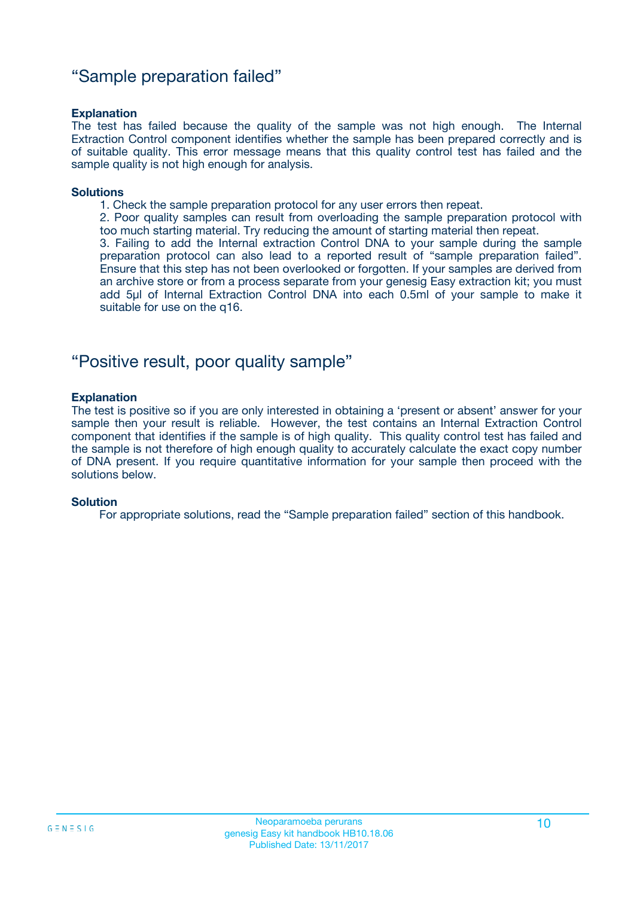## “Sample preparation failed”

**Explanation**

The test has failed because the quality of the sample was not high enough. The Internal Extraction Control component identifies whether the sample has been prepared correctly and is of suitable quality. This error message means that this quality control test has failed and the sample quality is not high enough for analysis.

**Solutions**

1. Check the sample preparation protocol for any user errors then repeat.
2. Poor quality samples can result from overloading the sample preparation protocol with too much starting material. Try reducing the amount of starting material then repeat.
3. Failing to add the Internal extraction Control DNA to your sample during the sample preparation protocol can also lead to a reported result of “sample preparation failed”. Ensure that this step has not been overlooked or forgotten. If your samples are derived from an archive store or from a process separate from your genesig Easy extraction kit; you must add 5µl of Internal Extraction Control DNA into each 0.5ml of your sample to make it suitable for use on the q16.

## “Positive result, poor quality sample”

**Explanation**

The test is positive so if you are only interested in obtaining a ‘present or absent’ answer for your sample then your result is reliable. However, the test contains an Internal Extraction Control component that identifies if the sample is of high quality. This quality control test has failed and the sample is not therefore of high enough quality to accurately calculate the exact copy number of DNA present. If you require quantitative information for your sample then proceed with the solutions below.

**Solution**

For appropriate solutions, read the “Sample preparation failed” section of this handbook.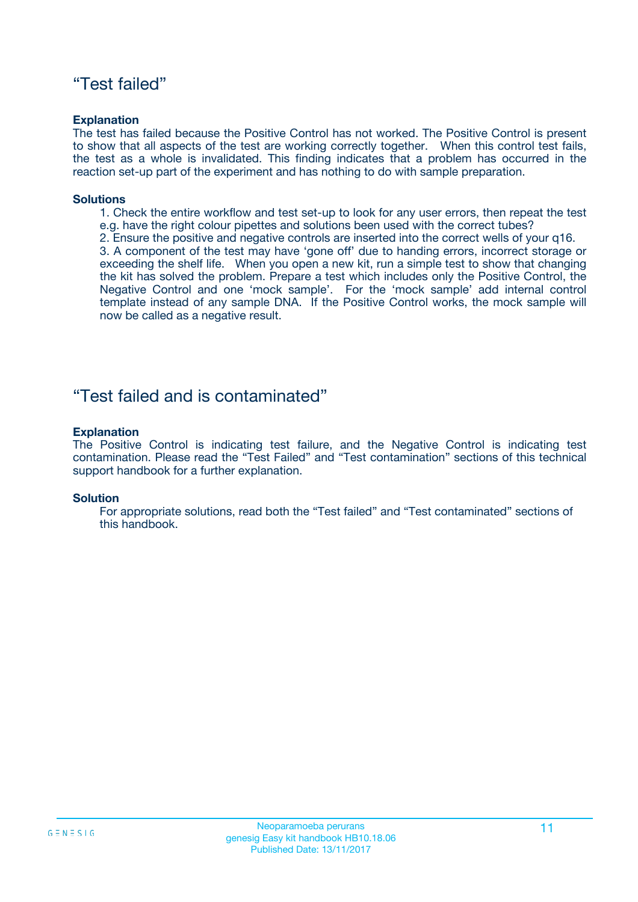## “Test failed”

**Explanation**

The test has failed because the Positive Control has not worked. The Positive Control is present to show that all aspects of the test are working correctly together. When this control test fails, the test as a whole is invalidated. This finding indicates that a problem has occurred in the reaction set-up part of the experiment and has nothing to do with sample preparation.

**Solutions**

1. Check the entire workflow and test set-up to look for any user errors, then repeat the test e.g. have the right colour pipettes and solutions been used with the correct tubes?
2. Ensure the positive and negative controls are inserted into the correct wells of your q16.
3. A component of the test may have ‘gone off’ due to handing errors, incorrect storage or exceeding the shelf life. When you open a new kit, run a simple test to show that changing the kit has solved the problem. Prepare a test which includes only the Positive Control, the Negative Control and one ‘mock sample’. For the ‘mock sample’ add internal control template instead of any sample DNA. If the Positive Control works, the mock sample will now be called as a negative result.

## “Test failed and is contaminated”

**Explanation**

The Positive Control is indicating test failure, and the Negative Control is indicating test contamination. Please read the “Test Failed” and “Test contamination” sections of this technical support handbook for a further explanation.

**Solution**

For appropriate solutions, read both the “Test failed” and “Test contaminated” sections of this handbook.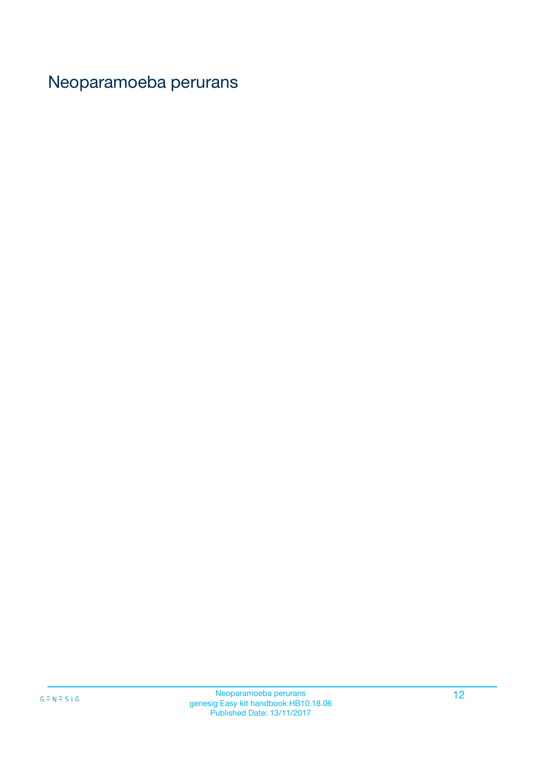# Neoparamoeba perurans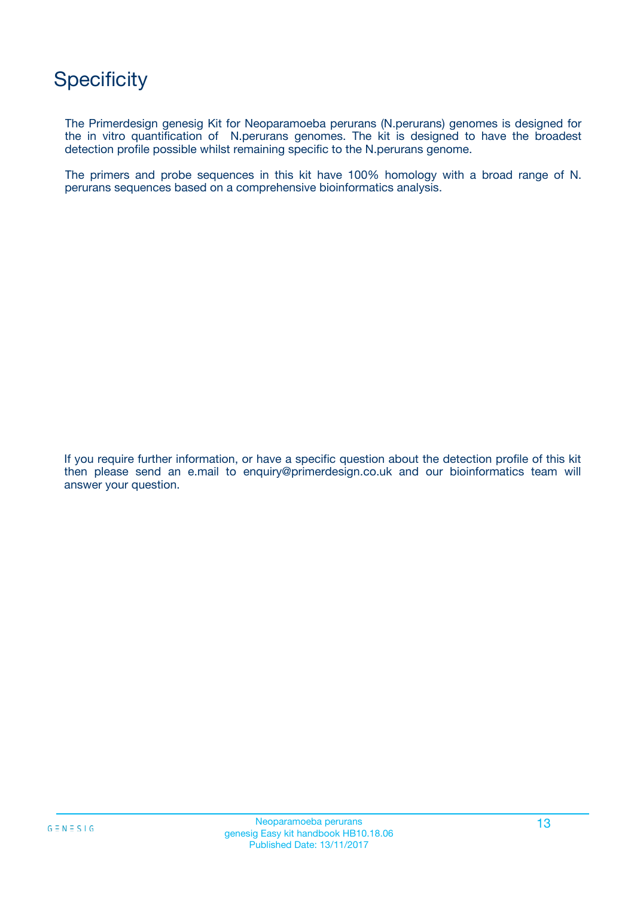# Specificity

The Primerdesign genesig Kit for Neoparamoeba perurans (N.perurans) genomes is designed for the in vitro quantification of N.perurans genomes. The kit is designed to have the broadest detection profile possible whilst remaining specific to the N.perurans genome.

The primers and probe sequences in this kit have 100% homology with a broad range of N. perurans sequences based on a comprehensive bioinformatics analysis.

If you require further information, or have a specific question about the detection profile of this kit then please send an e.mail to enquiry@primerdesign.co.uk and our bioinformatics team will answer your question.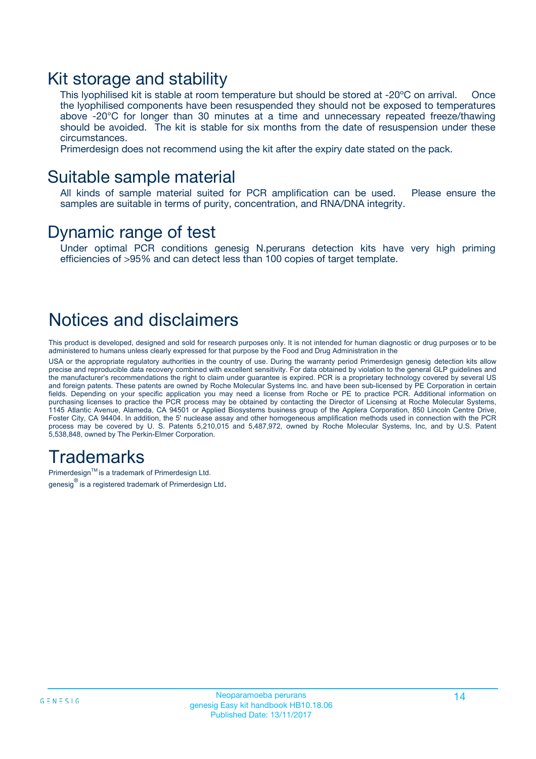## Kit storage and stability

This lyophilised kit is stable at room temperature but should be stored at -20ºC on arrival. Once the lyophilised components have been resuspended they should not be exposed to temperatures above -20°C for longer than 30 minutes at a time and unnecessary repeated freeze/thawing should be avoided. The kit is stable for six months from the date of resuspension under these circumstances.

Primerdesign does not recommend using the kit after the expiry date stated on the pack.

## Suitable sample material

All kinds of sample material suited for PCR amplification can be used. Please ensure the samples are suitable in terms of purity, concentration, and RNA/DNA integrity.

## Dynamic range of test

Under optimal PCR conditions genesig N.perurans detection kits have very high priming efficiencies of >95% and can detect less than 100 copies of target template.

# Notices and disclaimers

This product is developed, designed and sold for research purposes only. It is not intended for human diagnostic or drug purposes or to be administered to humans unless clearly expressed for that purpose by the Food and Drug Administration in the

USA or the appropriate regulatory authorities in the country of use. During the warranty period Primerdesign genesig detection kits allow precise and reproducible data recovery combined with excellent sensitivity. For data obtained by violation to the general GLP guidelines and the manufacturer's recommendations the right to claim under guarantee is expired. PCR is a proprietary technology covered by several US and foreign patents. These patents are owned by Roche Molecular Systems Inc. and have been sub-licensed by PE Corporation in certain fields. Depending on your specific application you may need a license from Roche or PE to practice PCR. Additional information on purchasing licenses to practice the PCR process may be obtained by contacting the Director of Licensing at Roche Molecular Systems, 1145 Atlantic Avenue, Alameda, CA 94501 or Applied Biosystems business group of the Applera Corporation, 850 Lincoln Centre Drive, Foster City, CA 94404. In addition, the 5' nuclease assay and other homogeneous amplification methods used in connection with the PCR process may be covered by U. S. Patents 5,210,015 and 5,487,972, owned by Roche Molecular Systems, Inc, and by U.S. Patent 5,538,848, owned by The Perkin-Elmer Corporation.

# Trademarks

Primerdesign™ is a trademark of Primerdesign Ltd.

genesig® is a registered trademark of Primerdesign Ltd.